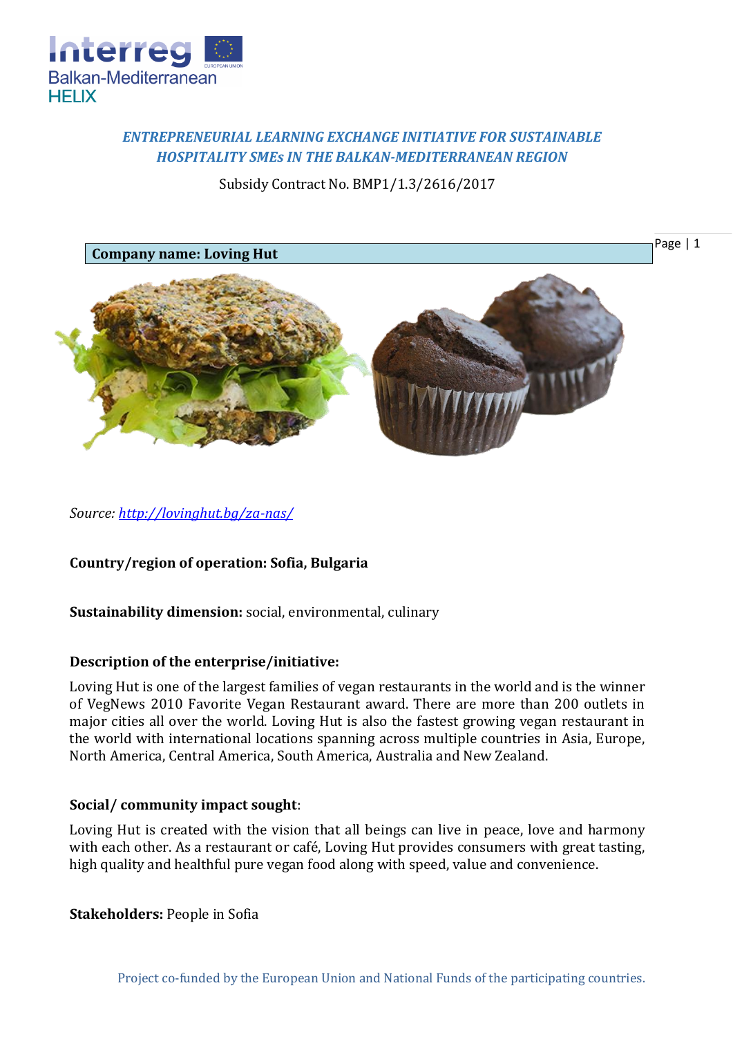*ENTREPRENEURIAL LEARNING EXCHANGE INITIATIVE FOR SUSTAINABLE HOSPITALITY SMEs IN THE BALKAN-MEDITERRANEAN REGION*

Subsidy Contract No. BMP1/1.3/2616/2017

**Company name: Loving Hut**

*Source: [http://lovinghut.bg/za-nas/](http://lovinghut.bg/za-nas/)*

**Country/region of operation: Sofia, Bulgaria**

**Sustainability dimension:** social, environmental, culinary

**Description of the enterprise/initiative:**

Loving Hut is one of the largest families of vegan restaurants in the world and is the winner of VegNews 2010 Favorite Vegan Restaurant award. There are more than 200 outlets in major cities all over the world. Loving Hut is also the fastest growing vegan restaurant in the world with international locations spanning across multiple countries in Asia, Europe, North America, Central America, South America, Australia and New Zealand.

**Social/ community impact sought**:

Loving Hut is created with the vision that all beings can live in peace, love and harmony with each other. As a restaurant or café, Loving Hut provides consumers with great tasting, high quality and healthful pure vegan food along with speed, value and convenience.

**Stakeholders:** People in Sofia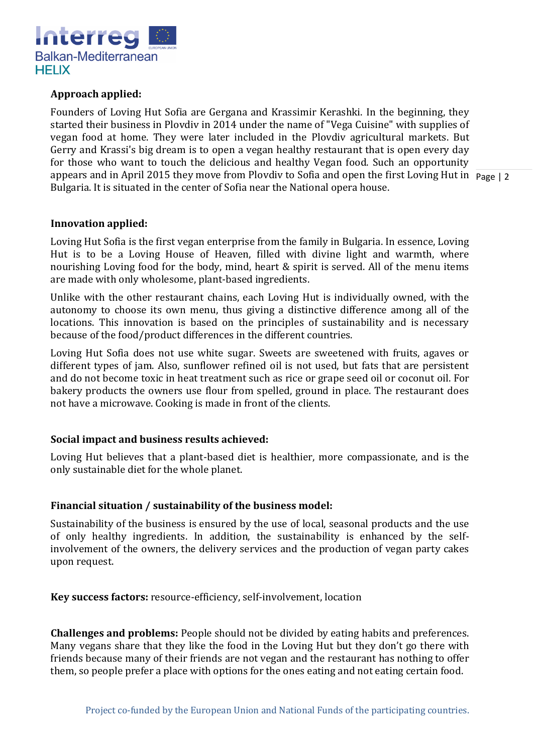**Approach applied:**

Founders of Loving Hut Sofia are Gergana and Krassimir Kerashki. In the beginning, they started their business in Plovdiv in 2014 under the name of "Vega Cuisine" with supplies of vegan food at home. They were later included in the Plovdiv agricultural markets. But Gerry and Krassi's big dream is to open a vegan healthy restaurant that is open every day for those who want to touch the delicious and healthy Vegan food. Such an opportunity appears and in April 2015 they move from Plovdiv to Sofia and open the first Loving Hut in Bulgaria. It is situated in the center of Sofia near the National opera house.

**Innovation applied:**

Loving Hut Sofia is the first vegan enterprise from the family in Bulgaria. In essence, Loving Hut is to be a Loving House of Heaven, filled with divine light and warmth, where nourishing Loving food for the body, mind, heart & spirit is served. All of the menu items are made with only wholesome, plant-based ingredients.

Unlike with the other restaurant chains, each Loving Hut is individually owned, with the autonomy to choose its own menu, thus giving a distinctive difference among all of the locations. This innovation is based on the principles of sustainability and is necessary because of the food/product differences in the different countries.

Loving Hut Sofia does not use white sugar. Sweets are sweetened with fruits, agaves or different types of jam. Also, sunflower refined oil is not used, but fats that are persistent and do not become toxic in heat treatment such as rice or grape seed oil or coconut oil. For bakery products the owners use flour from spelled, ground in place. The restaurant does not have a microwave. Cooking is made in front of the clients.

**Social impact and business results achieved:**

Loving Hut believes that a plant-based diet is healthier, more compassionate, and is the only sustainable diet for the whole planet.

**Financial situation / sustainability of the business model:**

Sustainability of the business is ensured by the use of local, seasonal products and the use of only healthy ingredients. In addition, the sustainability is enhanced by the self-involvement of the owners, the delivery services and the production of vegan party cakes upon request.

**Key success factors:** resource-efficiency, self-involvement, location

**Challenges and problems:** People should not be divided by eating habits and preferences. Many vegans share that they like the food in the Loving Hut but they don't go there with friends because many of their friends are not vegan and the restaurant has nothing to offer them, so people prefer a place with options for the ones eating and not eating certain food.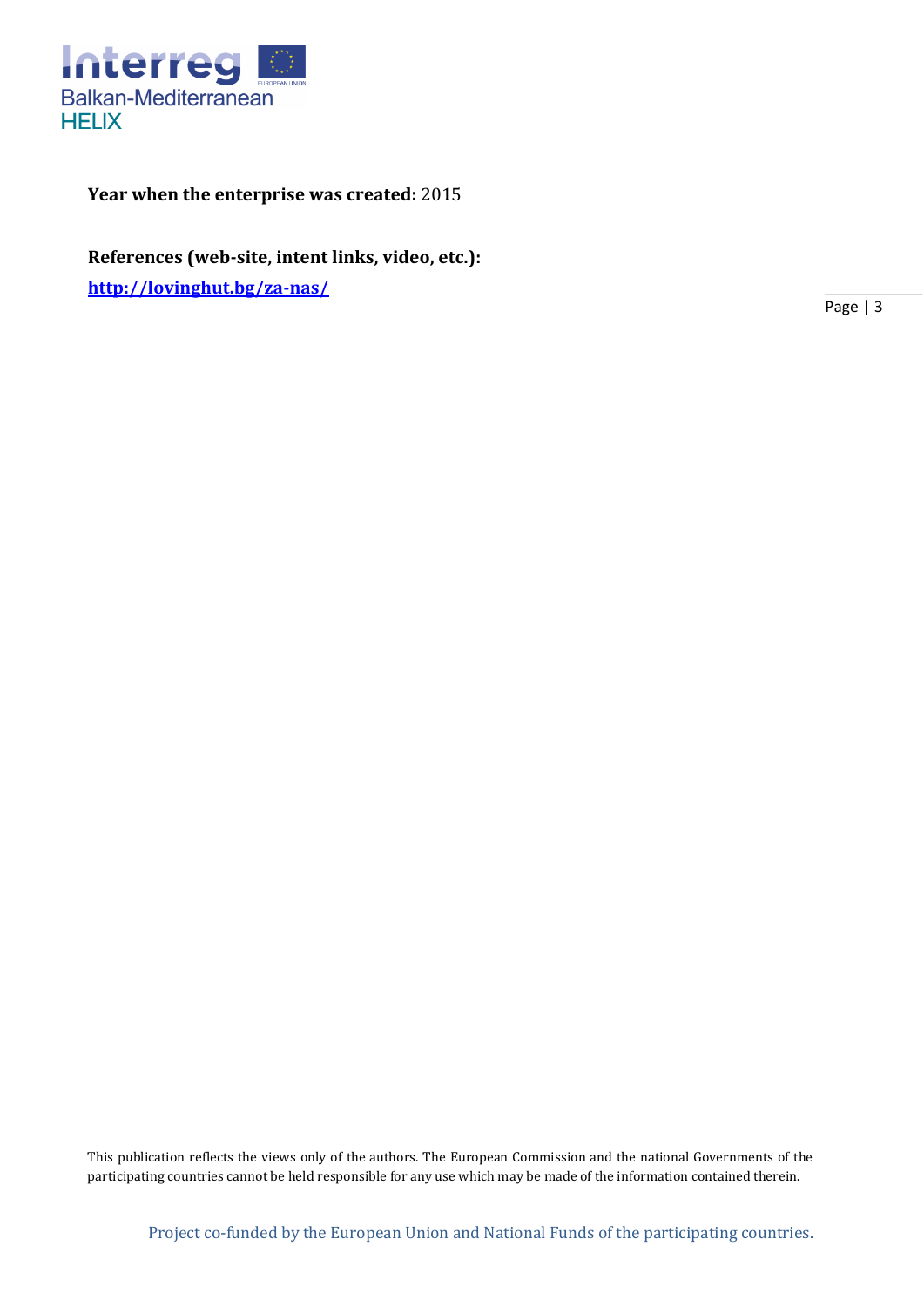**Year when the enterprise was created:** 2015

**References (web-site, intent links, video, etc.):**

**http://lovinghut.bg/za-nas/**

This publication reflects the views only of the authors. The European Commission and the national Governments of the participating countries cannot be held responsible for any use which may be made of the information contained therein.

Project co-funded by the European Union and National Funds of the participating countries.